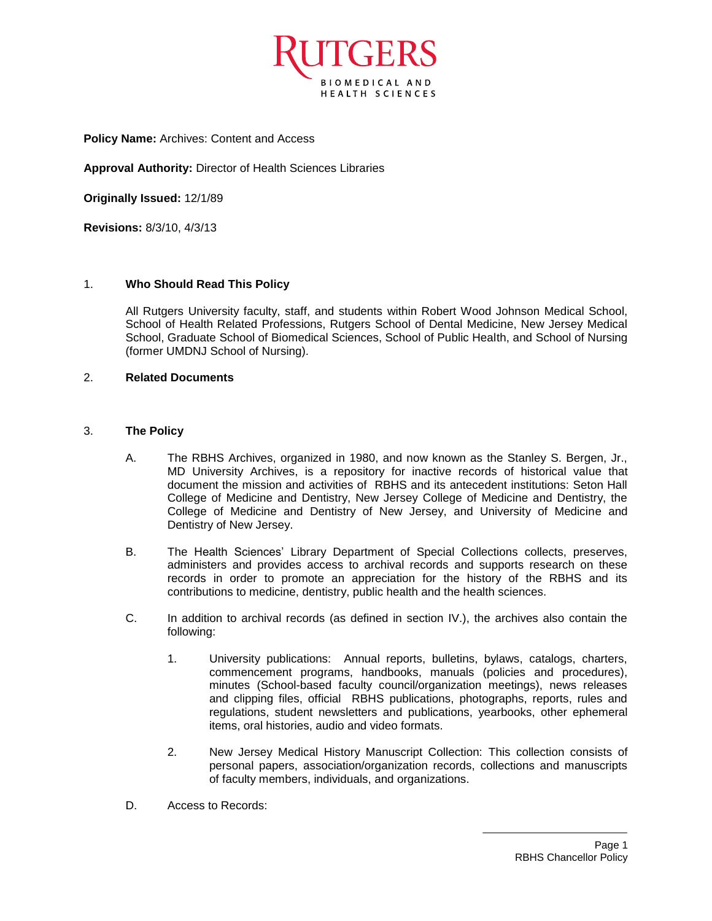**Policy Name:** Archives: Content and Access

**Approval Authority:** Director of Health Sciences Libraries

**Originally Issued:** 12/1/89

**Revisions:** 8/3/10, 4/3/13

1. **Who Should Read This Policy**

   All Rutgers University faculty, staff, and students within Robert Wood Johnson Medical School, School of Health Related Professions, Rutgers School of Dental Medicine, New Jersey Medical School, Graduate School of Biomedical Sciences, School of Public Health, and School of Nursing (former UMDNJ School of Nursing).

2. **Related Documents**

3. **The Policy**

   A. The RBHS Archives, organized in 1980, and now known as the Stanley S. Bergen, Jr., MD University Archives, is a repository for inactive records of historical value that document the mission and activities of RBHS and its antecedent institutions: Seton Hall College of Medicine and Dentistry, New Jersey College of Medicine and Dentistry, the College of Medicine and Dentistry of New Jersey, and University of Medicine and Dentistry of New Jersey.

   B. The Health Sciences' Library Department of Special Collections collects, preserves, administers and provides access to archival records and supports research on these records in order to promote an appreciation for the history of the RBHS and its contributions to medicine, dentistry, public health and the health sciences.

   C. In addition to archival records (as defined in section IV.), the archives also contain the following:

      1. University publications: Annual reports, bulletins, bylaws, catalogs, charters, commencement programs, handbooks, manuals (policies and procedures), minutes (School-based faculty council/organization meetings), news releases and clipping files, official RBHS publications, photographs, reports, rules and regulations, student newsletters and publications, yearbooks, other ephemeral items, oral histories, audio and video formats.

      2. New Jersey Medical History Manuscript Collection: This collection consists of personal papers, association/organization records, collections and manuscripts of faculty members, individuals, and organizations.

   D. Access to Records: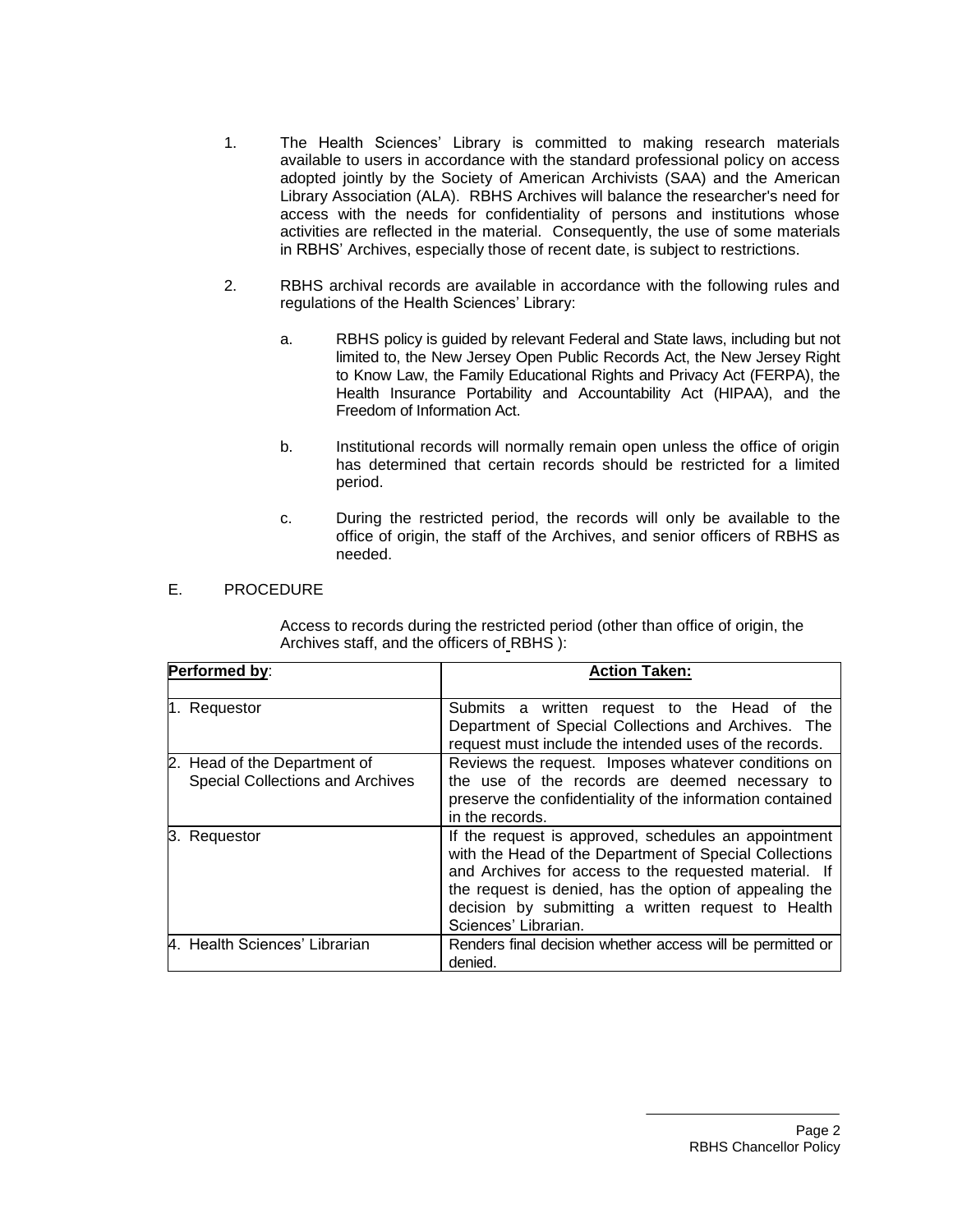1. The Health Sciences' Library is committed to making research materials available to users in accordance with the standard professional policy on access adopted jointly by the Society of American Archivists (SAA) and the American Library Association (ALA). RBHS Archives will balance the researcher's need for access with the needs for confidentiality of persons and institutions whose activities are reflected in the material. Consequently, the use of some materials in RBHS' Archives, especially those of recent date, is subject to restrictions.

2. RBHS archival records are available in accordance with the following rules and regulations of the Health Sciences' Library:

   a. RBHS policy is guided by relevant Federal and State laws, including but not limited to, the New Jersey Open Public Records Act, the New Jersey Right to Know Law, the Family Educational Rights and Privacy Act (FERPA), the Health Insurance Portability and Accountability Act (HIPAA), and the Freedom of Information Act.

   b. Institutional records will normally remain open unless the office of origin has determined that certain records should be restricted for a limited period.

   c. During the restricted period, the records will only be available to the office of origin, the staff of the Archives, and senior officers of RBHS as needed.

## E. PROCEDURE

Access to records during the restricted period (other than office of origin, the Archives staff, and the officers of RBHS ):

| **Performed by**: | **Action Taken:** |
|---|---|
| 1. Requestor | Submits a written request to the Head of the Department of Special Collections and Archives. The request must include the intended uses of the records. |
| 2. Head of the Department of Special Collections and Archives | Reviews the request. Imposes whatever conditions on the use of the records are deemed necessary to preserve the confidentiality of the information contained in the records. |
| 3. Requestor | If the request is approved, schedules an appointment with the Head of the Department of Special Collections and Archives for access to the requested material. If the request is denied, has the option of appealing the decision by submitting a written request to Health Sciences' Librarian. |
| 4. Health Sciences' Librarian | Renders final decision whether access will be permitted or denied. |